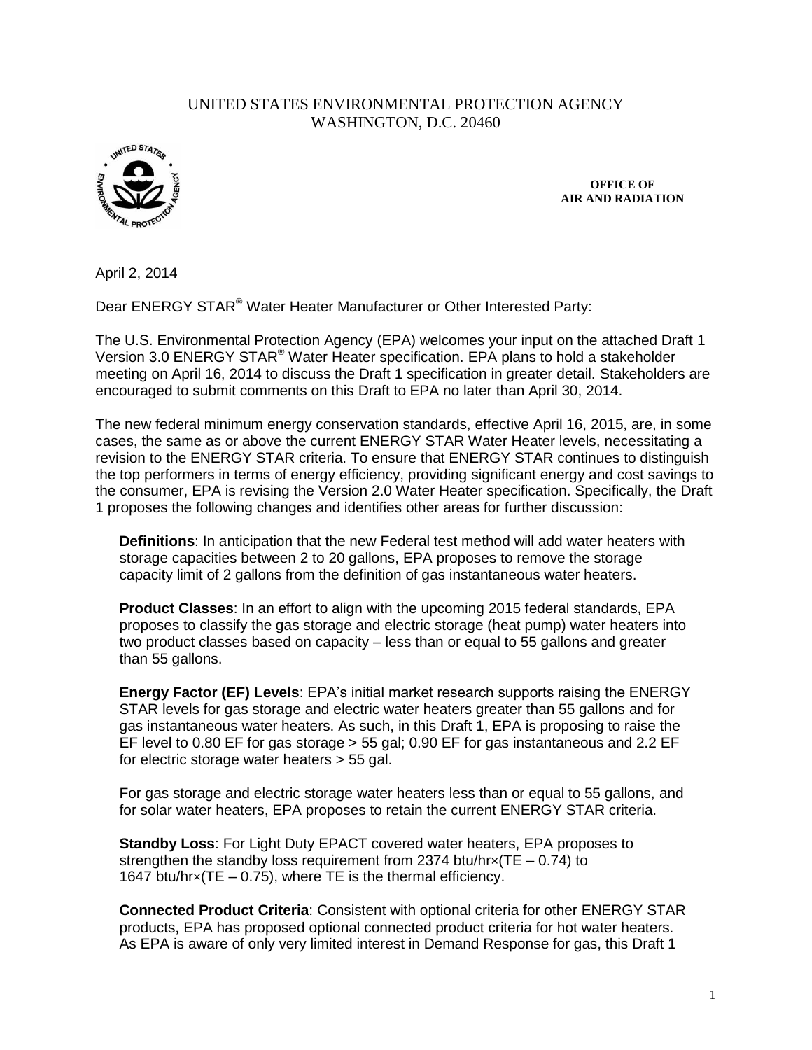UNITED STATES ENVIRONMENTAL PROTECTION AGENCY
WASHINGTON, D.C. 20460

**OFFICE OF AIR AND RADIATION**

April 2, 2014

Dear ENERGY STAR® Water Heater Manufacturer or Other Interested Party:

The U.S. Environmental Protection Agency (EPA) welcomes your input on the attached Draft 1 Version 3.0 ENERGY STAR® Water Heater specification. EPA plans to hold a stakeholder meeting on April 16, 2014 to discuss the Draft 1 specification in greater detail. Stakeholders are encouraged to submit comments on this Draft to EPA no later than April 30, 2014.

The new federal minimum energy conservation standards, effective April 16, 2015, are, in some cases, the same as or above the current ENERGY STAR Water Heater levels, necessitating a revision to the ENERGY STAR criteria. To ensure that ENERGY STAR continues to distinguish the top performers in terms of energy efficiency, providing significant energy and cost savings to the consumer, EPA is revising the Version 2.0 Water Heater specification. Specifically, the Draft 1 proposes the following changes and identifies other areas for further discussion:

**Definitions**: In anticipation that the new Federal test method will add water heaters with storage capacities between 2 to 20 gallons, EPA proposes to remove the storage capacity limit of 2 gallons from the definition of gas instantaneous water heaters.

**Product Classes**: In an effort to align with the upcoming 2015 federal standards, EPA proposes to classify the gas storage and electric storage (heat pump) water heaters into two product classes based on capacity – less than or equal to 55 gallons and greater than 55 gallons.

**Energy Factor (EF) Levels**: EPA's initial market research supports raising the ENERGY STAR levels for gas storage and electric water heaters greater than 55 gallons and for gas instantaneous water heaters. As such, in this Draft 1, EPA is proposing to raise the EF level to 0.80 EF for gas storage > 55 gal; 0.90 EF for gas instantaneous and 2.2 EF for electric storage water heaters > 55 gal.

For gas storage and electric storage water heaters less than or equal to 55 gallons, and for solar water heaters, EPA proposes to retain the current ENERGY STAR criteria.

**Standby Loss**: For Light Duty EPACT covered water heaters, EPA proposes to strengthen the standby loss requirement from 2374 btu/hr×(TE – 0.74) to 1647 btu/hr×(TE – 0.75), where TE is the thermal efficiency.

**Connected Product Criteria**: Consistent with optional criteria for other ENERGY STAR products, EPA has proposed optional connected product criteria for hot water heaters. As EPA is aware of only very limited interest in Demand Response for gas, this Draft 1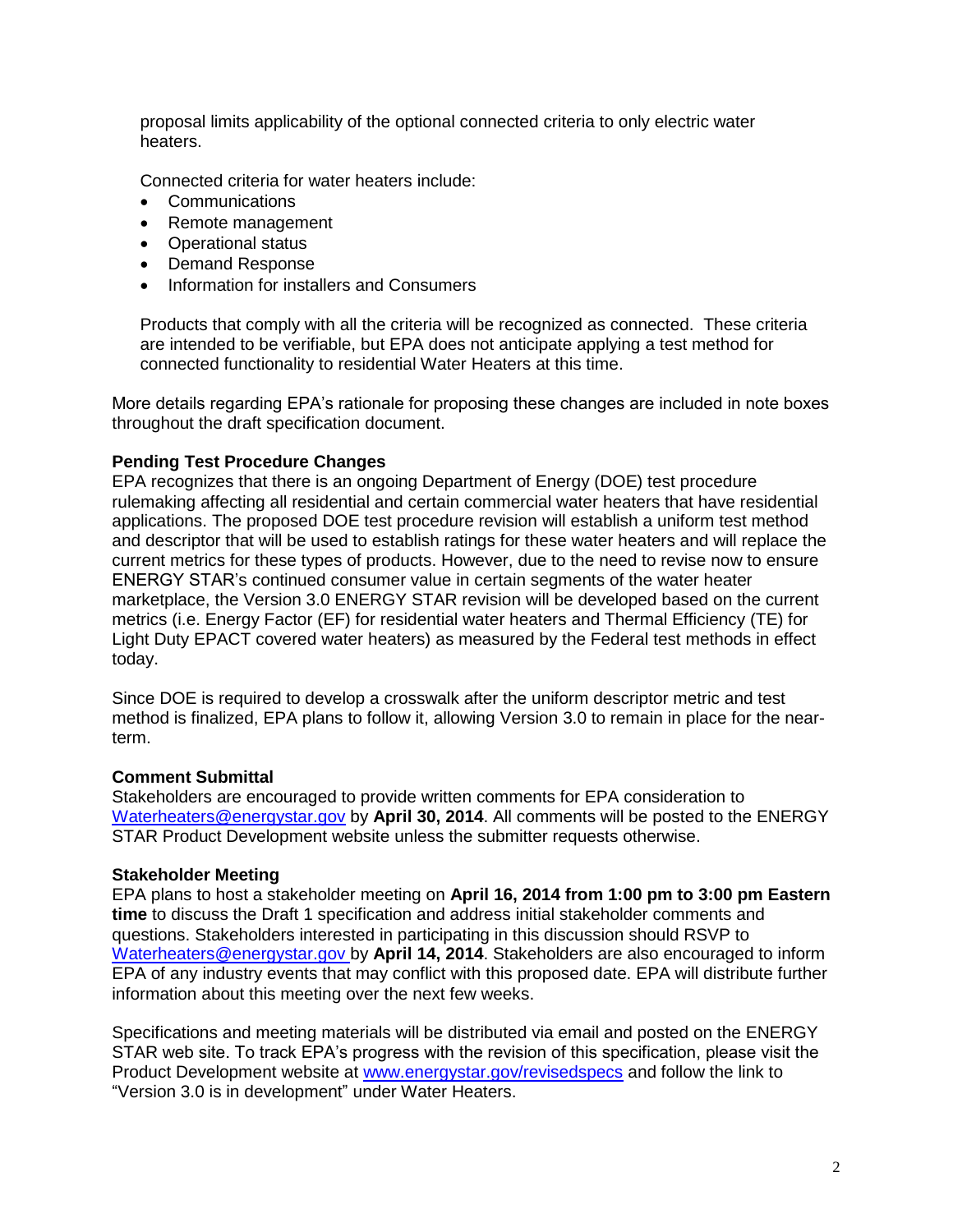proposal limits applicability of the optional connected criteria to only electric water heaters.

Connected criteria for water heaters include:

- Communications
- Remote management
- Operational status
- Demand Response
- Information for installers and Consumers

Products that comply with all the criteria will be recognized as connected. These criteria are intended to be verifiable, but EPA does not anticipate applying a test method for connected functionality to residential Water Heaters at this time.

More details regarding EPA's rationale for proposing these changes are included in note boxes throughout the draft specification document.

**Pending Test Procedure Changes**

EPA recognizes that there is an ongoing Department of Energy (DOE) test procedure rulemaking affecting all residential and certain commercial water heaters that have residential applications. The proposed DOE test procedure revision will establish a uniform test method and descriptor that will be used to establish ratings for these water heaters and will replace the current metrics for these types of products. However, due to the need to revise now to ensure ENERGY STAR's continued consumer value in certain segments of the water heater marketplace, the Version 3.0 ENERGY STAR revision will be developed based on the current metrics (i.e. Energy Factor (EF) for residential water heaters and Thermal Efficiency (TE) for Light Duty EPACT covered water heaters) as measured by the Federal test methods in effect today.

Since DOE is required to develop a crosswalk after the uniform descriptor metric and test method is finalized, EPA plans to follow it, allowing Version 3.0 to remain in place for the near-term.

**Comment Submittal**

Stakeholders are encouraged to provide written comments for EPA consideration to Waterheaters@energystar.gov by **April 30, 2014**. All comments will be posted to the ENERGY STAR Product Development website unless the submitter requests otherwise.

**Stakeholder Meeting**

EPA plans to host a stakeholder meeting on **April 16, 2014 from 1:00 pm to 3:00 pm Eastern time** to discuss the Draft 1 specification and address initial stakeholder comments and questions. Stakeholders interested in participating in this discussion should RSVP to Waterheaters@energystar.gov by **April 14, 2014**. Stakeholders are also encouraged to inform EPA of any industry events that may conflict with this proposed date. EPA will distribute further information about this meeting over the next few weeks.

Specifications and meeting materials will be distributed via email and posted on the ENERGY STAR web site. To track EPA's progress with the revision of this specification, please visit the Product Development website at www.energystar.gov/revisedspecs and follow the link to "Version 3.0 is in development" under Water Heaters.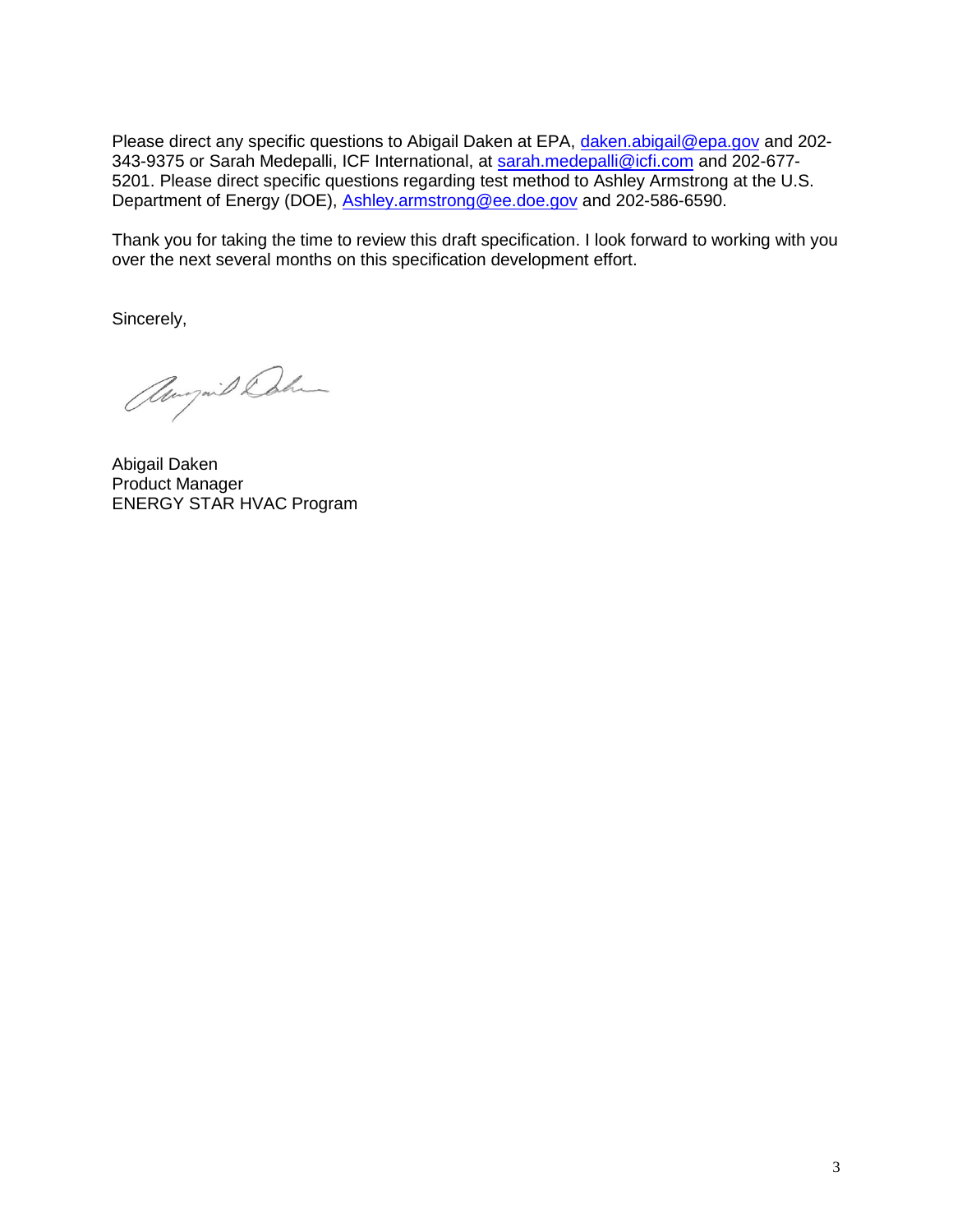Please direct any specific questions to Abigail Daken at EPA, daken.abigail@epa.gov and 202-343-9375 or Sarah Medepalli, ICF International, at sarah.medepalli@icfi.com and 202-677-5201. Please direct specific questions regarding test method to Ashley Armstrong at the U.S. Department of Energy (DOE), Ashley.armstrong@ee.doe.gov and 202-586-6590.

Thank you for taking the time to review this draft specification. I look forward to working with you over the next several months on this specification development effort.

Sincerely,

Abigail Daken
Product Manager
ENERGY STAR HVAC Program